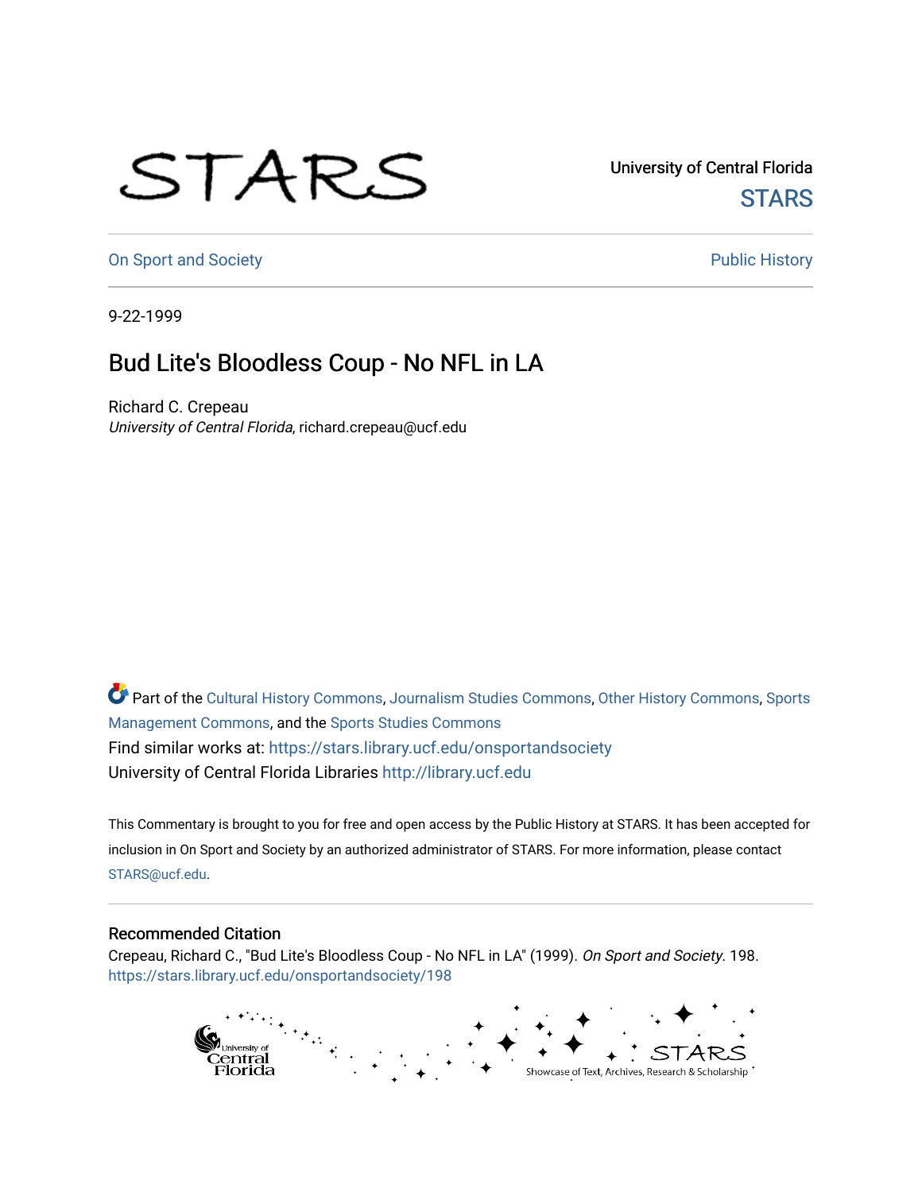STARS

University of Central Florida
STARS

On Sport and Society

Public History

9-22-1999

# Bud Lite's Bloodless Coup - No NFL in LA

Richard C. Crepeau
*University of Central Florida*, richard.crepeau@ucf.edu

Part of the Cultural History Commons, Journalism Studies Commons, Other History Commons, Sports Management Commons, and the Sports Studies Commons
Find similar works at: https://stars.library.ucf.edu/onsportandsociety
University of Central Florida Libraries http://library.ucf.edu

This Commentary is brought to you for free and open access by the Public History at STARS. It has been accepted for inclusion in On Sport and Society by an authorized administrator of STARS. For more information, please contact STARS@ucf.edu.

## Recommended Citation

Crepeau, Richard C., "Bud Lite's Bloodless Coup - No NFL in LA" (1999). *On Sport and Society*. 198.
https://stars.library.ucf.edu/onsportandsociety/198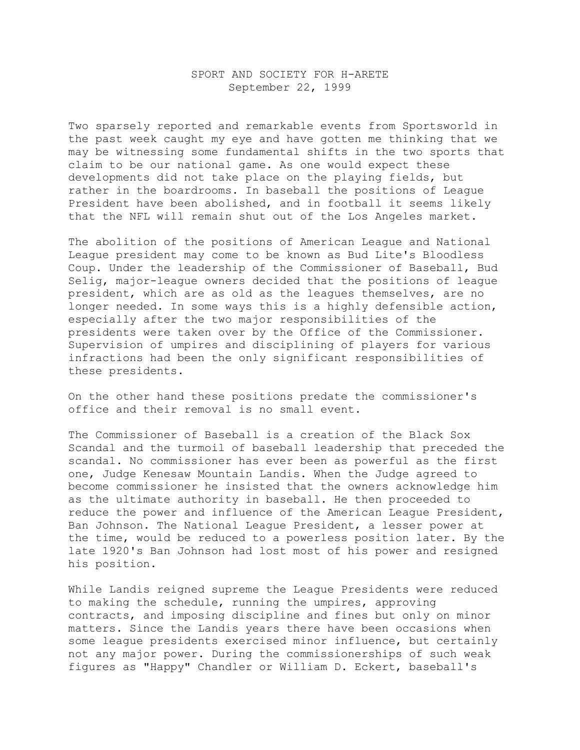SPORT AND SOCIETY FOR H-ARETE
September 22, 1999

Two sparsely reported and remarkable events from Sportsworld in the past week caught my eye and have gotten me thinking that we may be witnessing some fundamental shifts in the two sports that claim to be our national game. As one would expect these developments did not take place on the playing fields, but rather in the boardrooms. In baseball the positions of League President have been abolished, and in football it seems likely that the NFL will remain shut out of the Los Angeles market.

The abolition of the positions of American League and National League president may come to be known as Bud Lite's Bloodless Coup. Under the leadership of the Commissioner of Baseball, Bud Selig, major-league owners decided that the positions of league president, which are as old as the leagues themselves, are no longer needed. In some ways this is a highly defensible action, especially after the two major responsibilities of the presidents were taken over by the Office of the Commissioner. Supervision of umpires and disciplining of players for various infractions had been the only significant responsibilities of these presidents.

On the other hand these positions predate the commissioner's office and their removal is no small event.

The Commissioner of Baseball is a creation of the Black Sox Scandal and the turmoil of baseball leadership that preceded the scandal. No commissioner has ever been as powerful as the first one, Judge Kenesaw Mountain Landis. When the Judge agreed to become commissioner he insisted that the owners acknowledge him as the ultimate authority in baseball. He then proceeded to reduce the power and influence of the American League President, Ban Johnson. The National League President, a lesser power at the time, would be reduced to a powerless position later. By the late 1920's Ban Johnson had lost most of his power and resigned his position.

While Landis reigned supreme the League Presidents were reduced to making the schedule, running the umpires, approving contracts, and imposing discipline and fines but only on minor matters. Since the Landis years there have been occasions when some league presidents exercised minor influence, but certainly not any major power. During the commissionerships of such weak figures as "Happy" Chandler or William D. Eckert, baseball's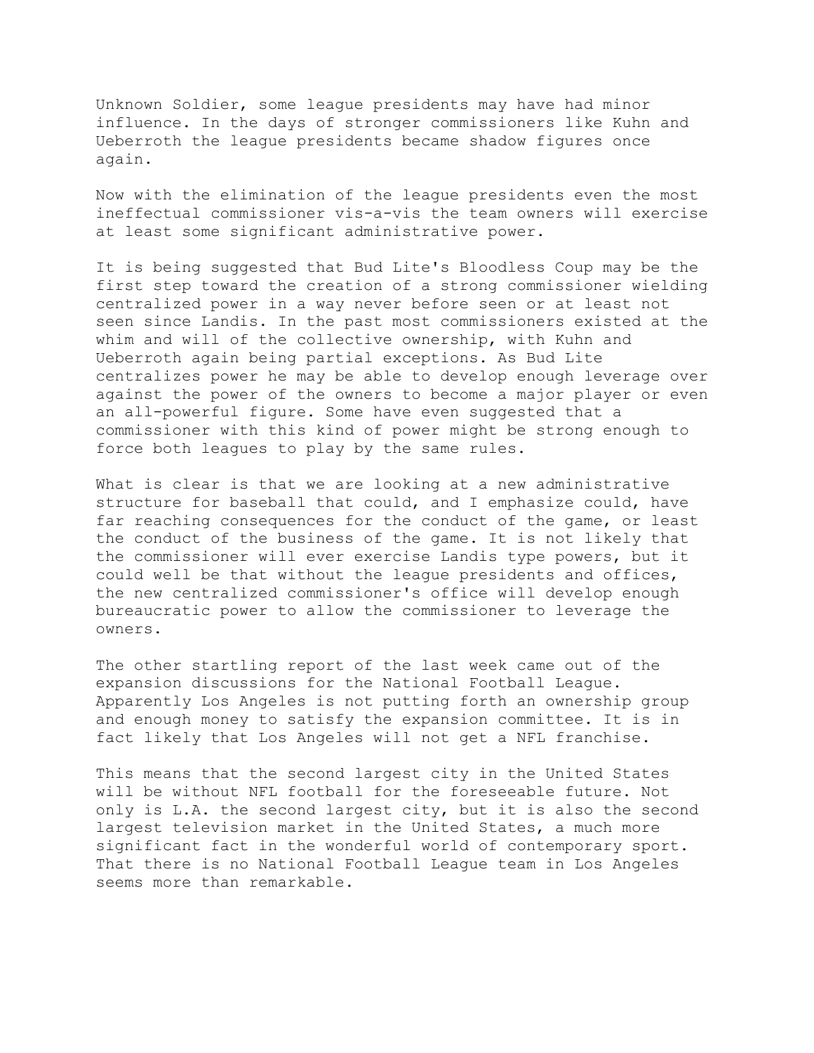Unknown Soldier, some league presidents may have had minor influence. In the days of stronger commissioners like Kuhn and Ueberroth the league presidents became shadow figures once again.

Now with the elimination of the league presidents even the most ineffectual commissioner vis-a-vis the team owners will exercise at least some significant administrative power.

It is being suggested that Bud Lite's Bloodless Coup may be the first step toward the creation of a strong commissioner wielding centralized power in a way never before seen or at least not seen since Landis. In the past most commissioners existed at the whim and will of the collective ownership, with Kuhn and Ueberroth again being partial exceptions. As Bud Lite centralizes power he may be able to develop enough leverage over against the power of the owners to become a major player or even an all-powerful figure. Some have even suggested that a commissioner with this kind of power might be strong enough to force both leagues to play by the same rules.

What is clear is that we are looking at a new administrative structure for baseball that could, and I emphasize could, have far reaching consequences for the conduct of the game, or least the conduct of the business of the game. It is not likely that the commissioner will ever exercise Landis type powers, but it could well be that without the league presidents and offices, the new centralized commissioner's office will develop enough bureaucratic power to allow the commissioner to leverage the owners.

The other startling report of the last week came out of the expansion discussions for the National Football League. Apparently Los Angeles is not putting forth an ownership group and enough money to satisfy the expansion committee. It is in fact likely that Los Angeles will not get a NFL franchise.

This means that the second largest city in the United States will be without NFL football for the foreseeable future. Not only is L.A. the second largest city, but it is also the second largest television market in the United States, a much more significant fact in the wonderful world of contemporary sport. That there is no National Football League team in Los Angeles seems more than remarkable.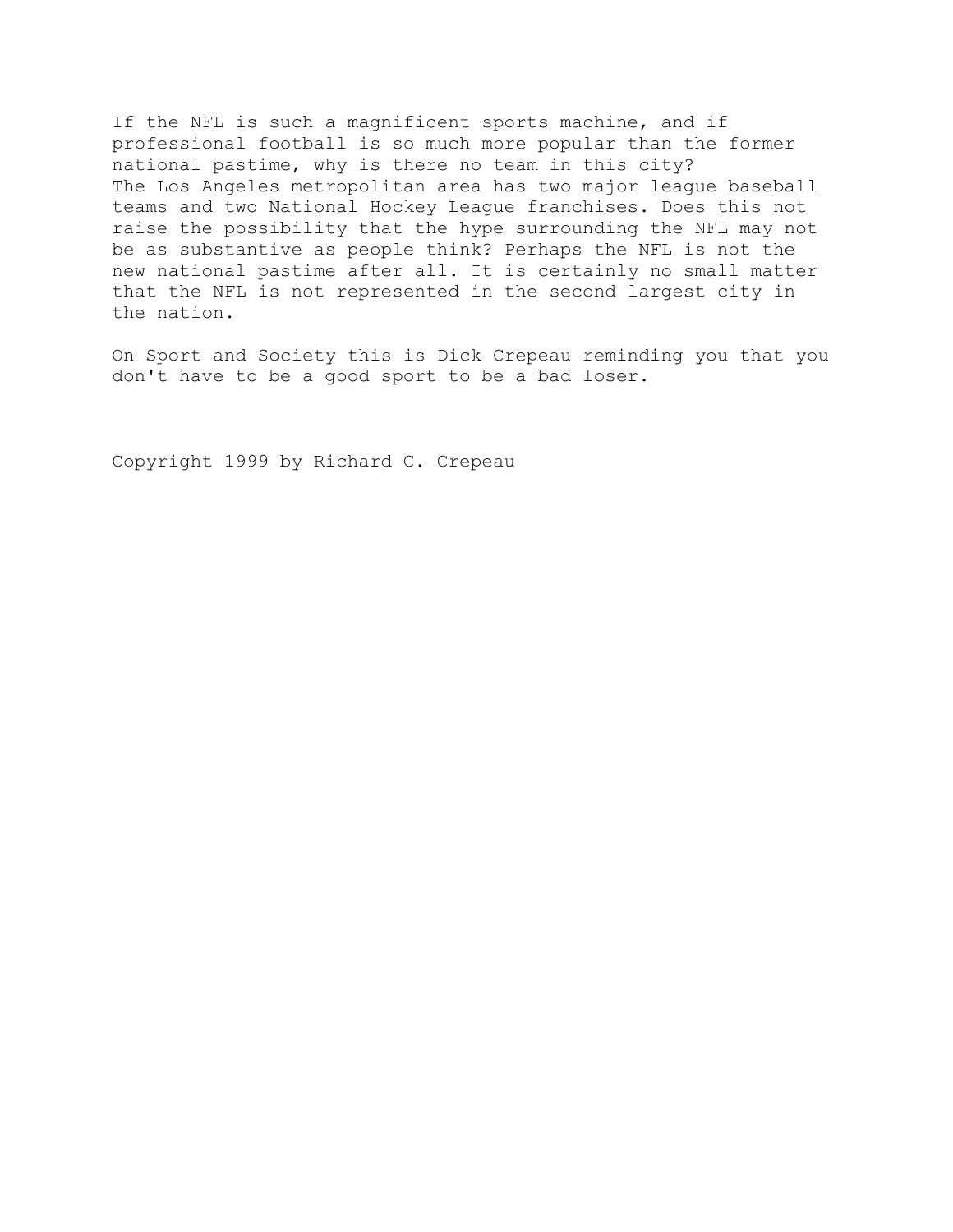If the NFL is such a magnificent sports machine, and if professional football is so much more popular than the former national pastime, why is there no team in this city?
The Los Angeles metropolitan area has two major league baseball teams and two National Hockey League franchises. Does this not raise the possibility that the hype surrounding the NFL may not be as substantive as people think? Perhaps the NFL is not the new national pastime after all. It is certainly no small matter that the NFL is not represented in the second largest city in the nation.

On Sport and Society this is Dick Crepeau reminding you that you don't have to be a good sport to be a bad loser.

Copyright 1999 by Richard C. Crepeau